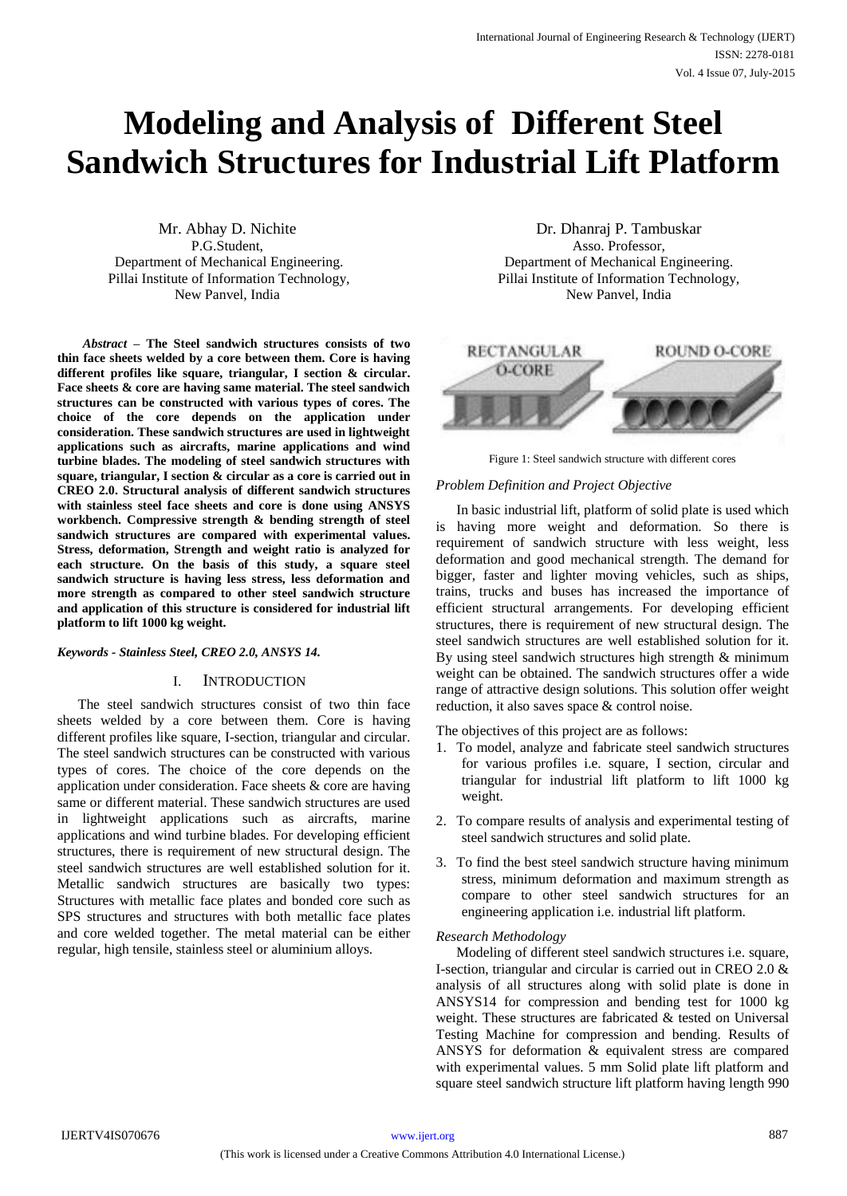# Modeling and Analysis of Different Steel Sandwich Structures for Industrial Lift Platform

Mr. Abhay D. Nichite
P.G.Student,
Department of Mechanical Engineering.
Pillai Institute of Information Technology,
New Panvel, India

Dr. Dhanraj P. Tambuskar
Asso. Professor,
Department of Mechanical Engineering.
Pillai Institute of Information Technology,
New Panvel, India

***Abstract* – The Steel sandwich structures consists of two thin face sheets welded by a core between them. Core is having different profiles like square, triangular, I section & circular. Face sheets & core are having same material. The steel sandwich structures can be constructed with various types of cores. The choice of the core depends on the application under consideration. These sandwich structures are used in lightweight applications such as aircrafts, marine applications and wind turbine blades. The modeling of steel sandwich structures with square, triangular, I section & circular as a core is carried out in CREO 2.0. Structural analysis of different sandwich structures with stainless steel face sheets and core is done using ANSYS workbench. Compressive strength & bending strength of steel sandwich structures are compared with experimental values. Stress, deformation, Strength and weight ratio is analyzed for each structure. On the basis of this study, a square steel sandwich structure is having less stress, less deformation and more strength as compared to other steel sandwich structure and application of this structure is considered for industrial lift platform to lift 1000 kg weight.**

***Keywords - Stainless Steel, CREO 2.0, ANSYS 14.***

## I. INTRODUCTION

The steel sandwich structures consist of two thin face sheets welded by a core between them. Core is having different profiles like square, I-section, triangular and circular. The steel sandwich structures can be constructed with various types of cores. The choice of the core depends on the application under consideration. Face sheets & core are having same or different material. These sandwich structures are used in lightweight applications such as aircrafts, marine applications and wind turbine blades. For developing efficient structures, there is requirement of new structural design. The steel sandwich structures are well established solution for it. Metallic sandwich structures are basically two types: Structures with metallic face plates and bonded core such as SPS structures and structures with both metallic face plates and core welded together. The metal material can be either regular, high tensile, stainless steel or aluminium alloys.

RECTANGULAR O-CORE | ROUND O-CORE

Figure 1: Steel sandwich structure with different cores

*Problem Definition and Project Objective*

In basic industrial lift, platform of solid plate is used which is having more weight and deformation. So there is requirement of sandwich structure with less weight, less deformation and good mechanical strength. The demand for bigger, faster and lighter moving vehicles, such as ships, trains, trucks and buses has increased the importance of efficient structural arrangements. For developing efficient structures, there is requirement of new structural design. The steel sandwich structures are well established solution for it. By using steel sandwich structures high strength & minimum weight can be obtained. The sandwich structures offer a wide range of attractive design solutions. This solution offer weight reduction, it also saves space & control noise.

The objectives of this project are as follows:

1. To model, analyze and fabricate steel sandwich structures for various profiles i.e. square, I section, circular and triangular for industrial lift platform to lift 1000 kg weight.
2. To compare results of analysis and experimental testing of steel sandwich structures and solid plate.
3. To find the best steel sandwich structure having minimum stress, minimum deformation and maximum strength as compare to other steel sandwich structures for an engineering application i.e. industrial lift platform.

*Research Methodology*

Modeling of different steel sandwich structures i.e. square, I-section, triangular and circular is carried out in CREO 2.0 & analysis of all structures along with solid plate is done in ANSYS14 for compression and bending test for 1000 kg weight. These structures are fabricated & tested on Universal Testing Machine for compression and bending. Results of ANSYS for deformation & equivalent stress are compared with experimental values. 5 mm Solid plate lift platform and square steel sandwich structure lift platform having length 990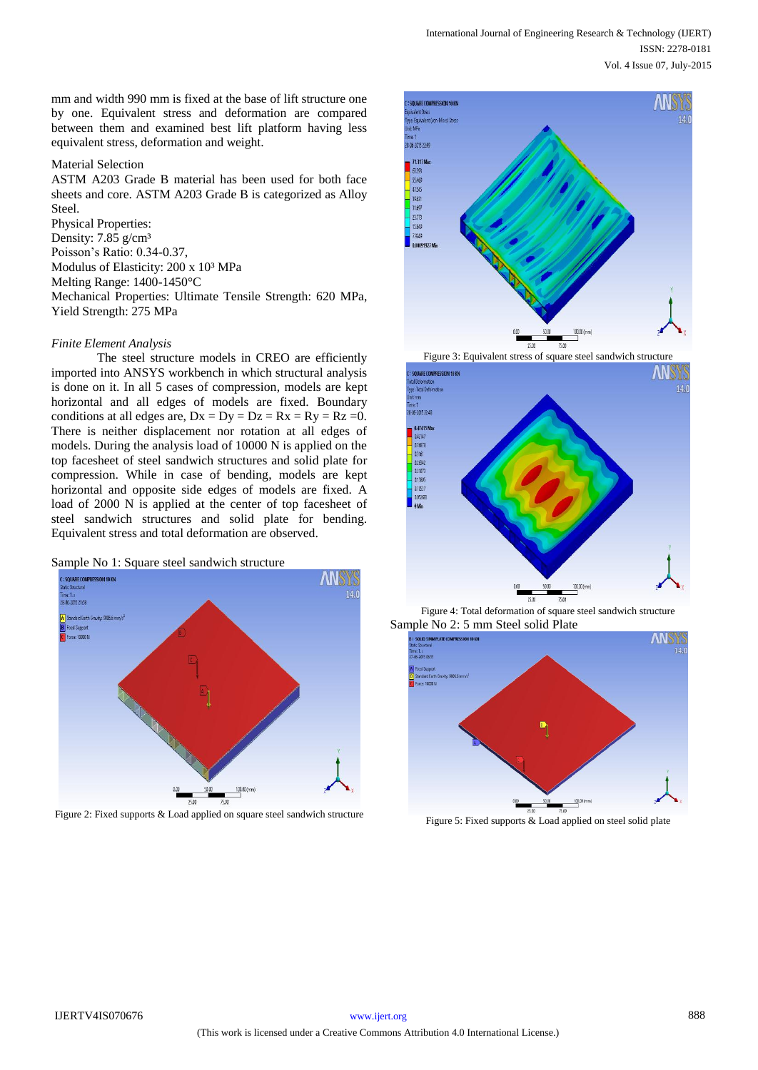mm and width 990 mm is fixed at the base of lift structure one by one. Equivalent stress and deformation are compared between them and examined best lift platform having less equivalent stress, deformation and weight.

Material Selection

ASTM A203 Grade B material has been used for both face sheets and core. ASTM A203 Grade B is categorized as Alloy Steel.

Physical Properties:

Density: 7.85 g/cm³

Poisson's Ratio: 0.34-0.37,

Modulus of Elasticity: 200 x $10^3$ MPa

Melting Range: 1400-1450°C

Mechanical Properties: Ultimate Tensile Strength: 620 MPa, Yield Strength: 275 MPa

*Finite Element Analysis*

The steel structure models in CREO are efficiently imported into ANSYS workbench in which structural analysis is done on it. In all 5 cases of compression, models are kept horizontal and all edges of models are fixed. Boundary conditions at all edges are, $Dx = Dy = Dz = Rx = Ry = Rz = 0$. There is neither displacement nor rotation at all edges of models. During the analysis load of 10000 N is applied on the top facesheet of steel sandwich structures and solid plate for compression. While in case of bending, models are kept horizontal and opposite side edges of models are fixed. A load of 2000 N is applied at the center of top facesheet of steel sandwich structures and solid plate for bending. Equivalent stress and total deformation are observed.

Sample No 1: Square steel sandwich structure

Figure 2: Fixed supports & Load applied on square steel sandwich structure

Figure 3: Equivalent stress of square steel sandwich structure

Figure 4: Total deformation of square steel sandwich structure

Sample No 2: 5 mm Steel solid Plate

Figure 5: Fixed supports & Load applied on steel solid plate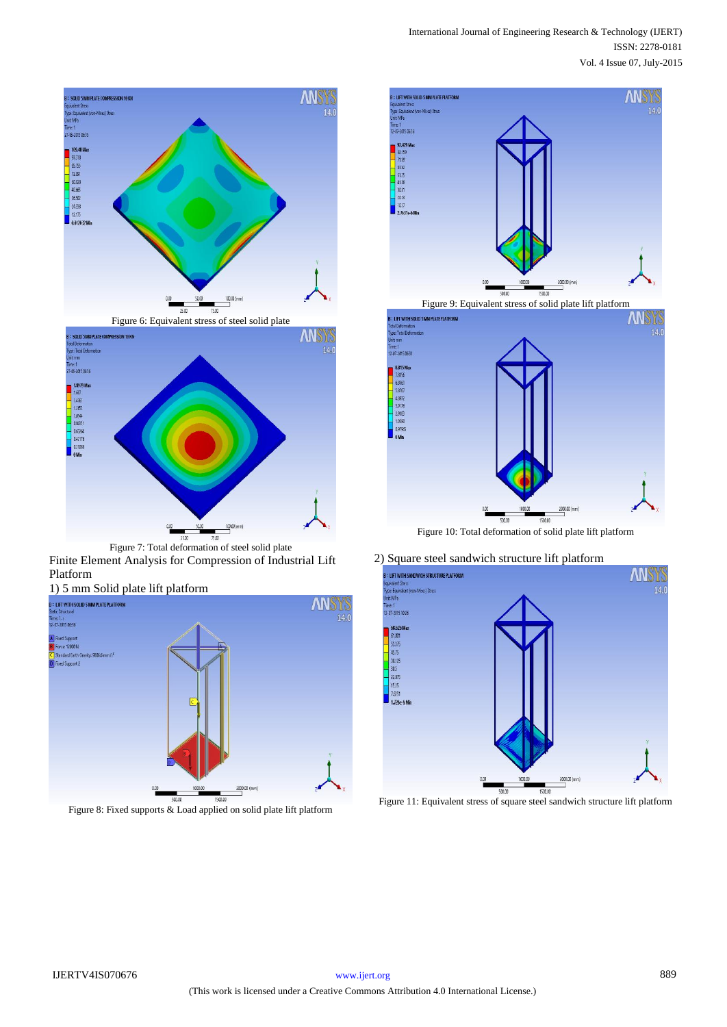Figure 6: Equivalent stress of steel solid plate

Figure 7: Total deformation of steel solid plate

Finite Element Analysis for Compression of Industrial Lift Platform

1) 5 mm Solid plate lift platform

Figure 8: Fixed supports & Load applied on solid plate lift platform

Figure 9: Equivalent stress of solid plate lift platform

Figure 10: Total deformation of solid plate lift platform

2) Square steel sandwich structure lift platform

Figure 11: Equivalent stress of square steel sandwich structure lift platform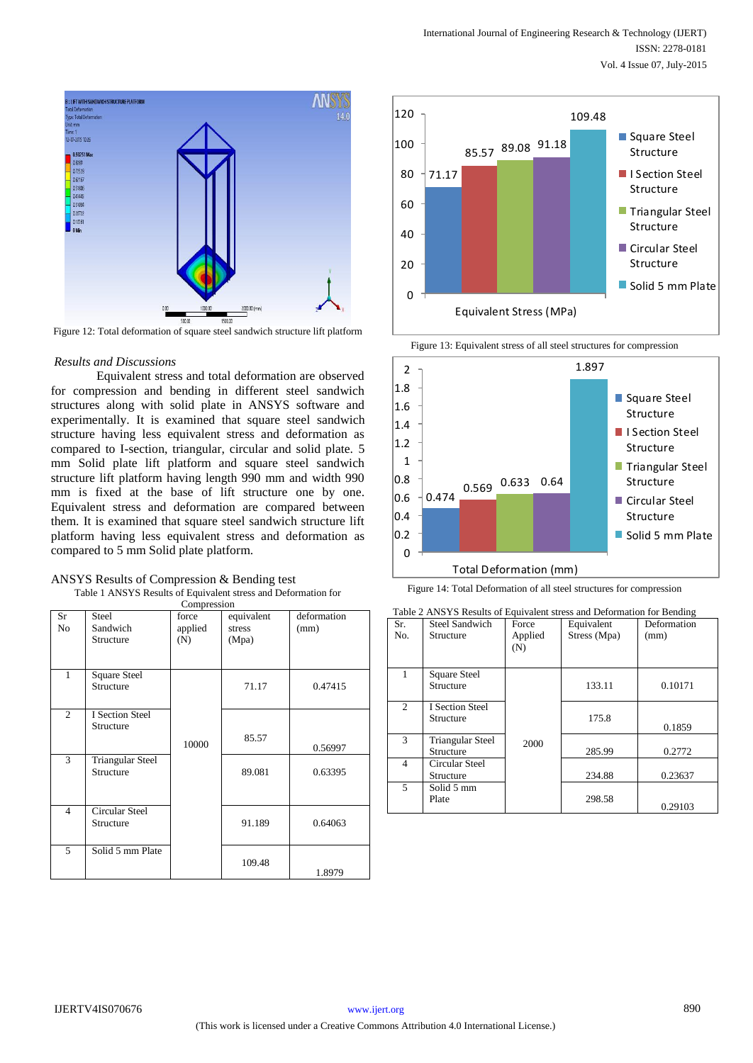Figure 12: Total deformation of square steel sandwich structure lift platform

*Results and Discussions*

Equivalent stress and total deformation are observed for compression and bending in different steel sandwich structures along with solid plate in ANSYS software and experimentally. It is examined that square steel sandwich structure having less equivalent stress and deformation as compared to I-section, triangular, circular and solid plate. 5 mm Solid plate lift platform and square steel sandwich structure lift platform having length 990 mm and width 990 mm is fixed at the base of lift structure one by one. Equivalent stress and deformation are compared between them. It is examined that square steel sandwich structure lift platform having less equivalent stress and deformation as compared to 5 mm Solid plate platform.

ANSYS Results of Compression & Bending test

Table 1 ANSYS Results of Equivalent stress and Deformation for Compression

| Sr No | Steel Sandwich Structure | force applied (N) | equivalent stress (Mpa) | deformation (mm) |
|---|---|---|---|---|
| 1 | Square Steel Structure | 10000 | 71.17 | 0.47415 |
| 2 | I Section Steel Structure | | 85.57 | 0.56997 |
| 3 | Triangular Steel Structure | | 89.081 | 0.63395 |
| 4 | Circular Steel Structure | | 91.189 | 0.64063 |
| 5 | Solid 5 mm Plate | | 109.48 | 1.8979 |

Figure 13: Equivalent stress of all steel structures for compression

Figure 14: Total Deformation of all steel structures for compression

Table 2 ANSYS Results of Equivalent stress and Deformation for Bending

| Sr. No. | Steel Sandwich Structure | Force Applied (N) | Equivalent Stress (Mpa) | Deformation (mm) |
|---|---|---|---|---|
| 1 | Square Steel Structure | 2000 | 133.11 | 0.10171 |
| 2 | I Section Steel Structure | | 175.8 | 0.1859 |
| 3 | Triangular Steel Structure | | 285.99 | 0.2772 |
| 4 | Circular Steel Structure | | 234.88 | 0.23637 |
| 5 | Solid 5 mm Plate | | 298.58 | 0.29103 |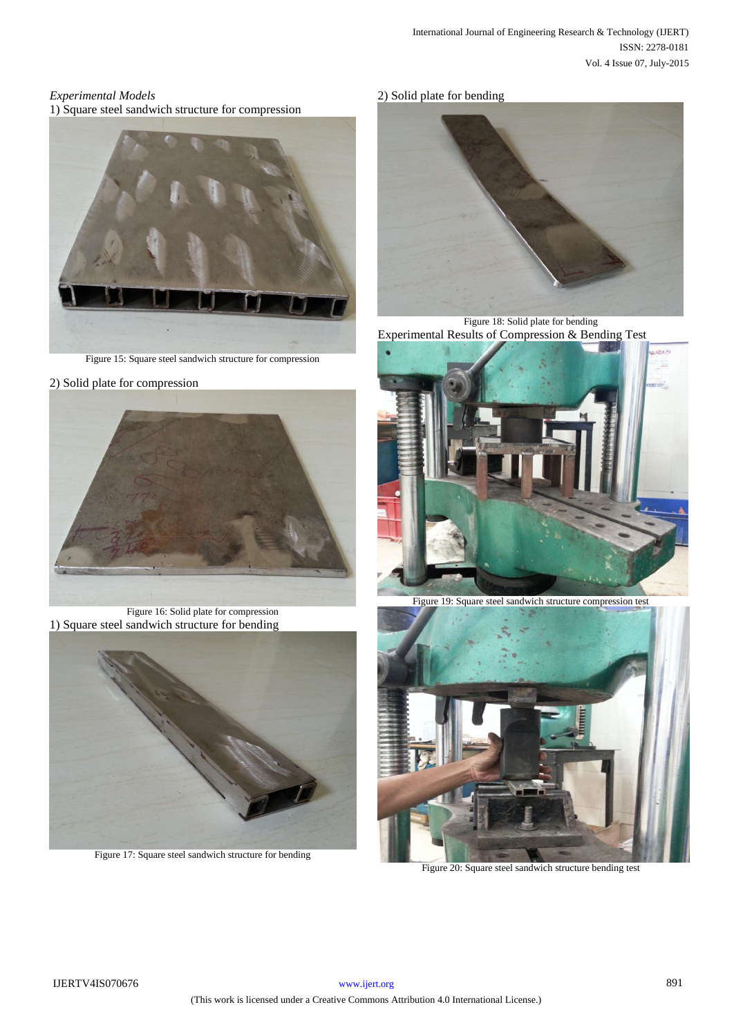*Experimental Models*

1) Square steel sandwich structure for compression

Figure 15: Square steel sandwich structure for compression

2) Solid plate for compression

Figure 16: Solid plate for compression

1) Square steel sandwich structure for bending

Figure 17: Square steel sandwich structure for bending

2) Solid plate for bending

Figure 18: Solid plate for bending

Experimental Results of Compression & Bending Test

Figure 19: Square steel sandwich structure compression test

Figure 20: Square steel sandwich structure bending test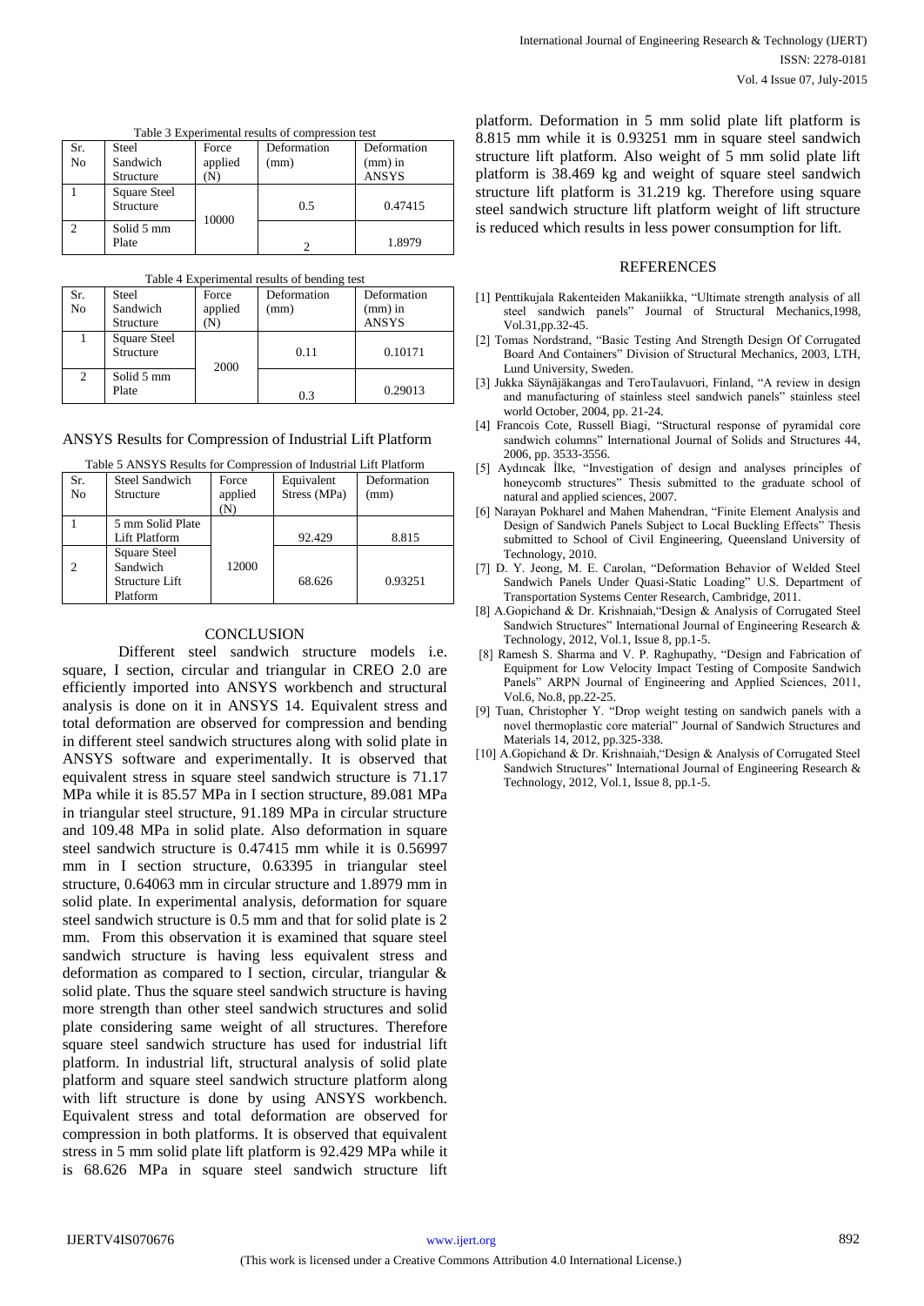Table 3 Experimental results of compression test

| Sr. No | Steel Sandwich Structure | Force applied (N) | Deformation (mm) | Deformation (mm) in ANSYS |
|---|---|---|---|---|
| 1 | Square Steel Structure | 10000 | 0.5 | 0.47415 |
| 2 | Solid 5 mm Plate | | 2 | 1.8979 |

Table 4 Experimental results of bending test

| Sr. No | Steel Sandwich Structure | Force applied (N) | Deformation (mm) | Deformation (mm) in ANSYS |
|---|---|---|---|---|
| 1 | Square Steel Structure | 2000 | 0.11 | 0.10171 |
| 2 | Solid 5 mm Plate | | 0.3 | 0.29013 |

ANSYS Results for Compression of Industrial Lift Platform

Table 5 ANSYS Results for Compression of Industrial Lift Platform

| Sr. No | Steel Sandwich Structure | Force applied (N) | Equivalent Stress (MPa) | Deformation (mm) |
|---|---|---|---|---|
| 1 | 5 mm Solid Plate Lift Platform | 12000 | 92.429 | 8.815 |
| 2 | Square Steel Sandwich Structure Lift Platform | | 68.626 | 0.93251 |

## CONCLUSION

Different steel sandwich structure models i.e. square, I section, circular and triangular in CREO 2.0 are efficiently imported into ANSYS workbench and structural analysis is done on it in ANSYS 14. Equivalent stress and total deformation are observed for compression and bending in different steel sandwich structures along with solid plate in ANSYS software and experimentally. It is observed that equivalent stress in square steel sandwich structure is 71.17 MPa while it is 85.57 MPa in I section structure, 89.081 MPa in triangular steel structure, 91.189 MPa in circular structure and 109.48 MPa in solid plate. Also deformation in square steel sandwich structure is 0.47415 mm while it is 0.56997 mm in I section structure, 0.63395 in triangular steel structure, 0.64063 mm in circular structure and 1.8979 mm in solid plate. In experimental analysis, deformation for square steel sandwich structure is 0.5 mm and that for solid plate is 2 mm. From this observation it is examined that square steel sandwich structure is having less equivalent stress and deformation as compared to I section, circular, triangular & solid plate. Thus the square steel sandwich structure is having more strength than other steel sandwich structures and solid plate considering same weight of all structures. Therefore square steel sandwich structure has used for industrial lift platform. In industrial lift, structural analysis of solid plate platform and square steel sandwich structure platform along with lift structure is done by using ANSYS workbench. Equivalent stress and total deformation are observed for compression in both platforms. It is observed that equivalent stress in 5 mm solid plate lift platform is 92.429 MPa while it is 68.626 MPa in square steel sandwich structure lift platform. Deformation in 5 mm solid plate lift platform is 8.815 mm while it is 0.93251 mm in square steel sandwich structure lift platform. Also weight of 5 mm solid plate lift platform is 38.469 kg and weight of square steel sandwich structure lift platform is 31.219 kg. Therefore using square steel sandwich structure lift platform weight of lift structure is reduced which results in less power consumption for lift.

## REFERENCES

[1] Penttikujala Rakenteiden Makaniikka, "Ultimate strength analysis of all steel sandwich panels" Journal of Structural Mechanics,1998, Vol.31,pp.32-45.

[2] Tomas Nordstrand, "Basic Testing And Strength Design Of Corrugated Board And Containers" Division of Structural Mechanics, 2003, LTH, Lund University, Sweden.

[3] Jukka Säynäjäkangas and TeroTaulavuori, Finland, "A review in design and manufacturing of stainless steel sandwich panels" stainless steel world October, 2004, pp. 21-24.

[4] Francois Cote, Russell Biagi, "Structural response of pyramidal core sandwich columns" International Journal of Solids and Structures 44, 2006, pp. 3533-3556.

[5] Aydıncak İlke, "Investigation of design and analyses principles of honeycomb structures" Thesis submitted to the graduate school of natural and applied sciences, 2007.

[6] Narayan Pokharel and Mahen Mahendran, "Finite Element Analysis and Design of Sandwich Panels Subject to Local Buckling Effects" Thesis submitted to School of Civil Engineering, Queensland University of Technology, 2010.

[7] D. Y. Jeong, M. E. Carolan, "Deformation Behavior of Welded Steel Sandwich Panels Under Quasi-Static Loading" U.S. Department of Transportation Systems Center Research, Cambridge, 2011.

[8] A.Gopichand & Dr. Krishnaiah,"Design & Analysis of Corrugated Steel Sandwich Structures" International Journal of Engineering Research & Technology, 2012, Vol.1, Issue 8, pp.1-5.

[8] Ramesh S. Sharma and V. P. Raghupathy, "Design and Fabrication of Equipment for Low Velocity Impact Testing of Composite Sandwich Panels" ARPN Journal of Engineering and Applied Sciences, 2011, Vol.6, No.8, pp.22-25.

[9] Tuan, Christopher Y. "Drop weight testing on sandwich panels with a novel thermoplastic core material" Journal of Sandwich Structures and Materials 14, 2012, pp.325-338.

[10] A.Gopichand & Dr. Krishnaiah,"Design & Analysis of Corrugated Steel Sandwich Structures" International Journal of Engineering Research & Technology, 2012, Vol.1, Issue 8, pp.1-5.